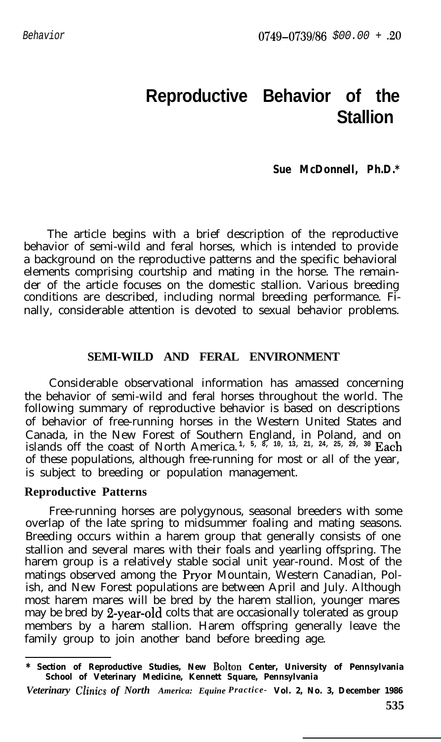# Reproductive Behavior of the Stallion

**Sue McDonnell, Ph.D.***

The article begins with a brief description of the reproductive behavior of semi-wild and feral horses, which is intended to provide a background on the reproductive patterns and the specific behavioral elements comprising courtship and mating in the horse. The remainder of the article focuses on the domestic stallion. Various breeding conditions are described, including normal breeding performance. Finally, considerable attention is devoted to sexual behavior problems.

## SEMI-WILD AND FERAL ENVIRONMENT

Considerable observational information has amassed concerning the behavior of semi-wild and feral horses throughout the world. The following summary of reproductive behavior is based on descriptions of behavior of free-running horses in the Western United States and Canada, in the New Forest of Southern England, in Poland, and on islands off the coast of North America.[1, 5, 8, 10, 13, 21, 24, 25, 29, 30] Each of these populations, although free-running for most or all of the year, is subject to breeding or population management.

### Reproductive Patterns

Free-running horses are polygynous, seasonal breeders with some overlap of the late spring to midsummer foaling and mating seasons. Breeding occurs within a harem group that generally consists of one stallion and several mares with their foals and yearling offspring. The harem group is a relatively stable social unit year-round. Most of the matings observed among the Pryor Mountain, Western Canadian, Polish, and New Forest populations are between April and July. Although most harem mares will be bred by the harem stallion, younger mares may be bred by 2-year-old colts that are occasionally tolerated as group members by a harem stallion. Harem offspring generally leave the family group to join another band before breeding age.

---

* Section of Reproductive Studies, New Bolton Center, University of Pennsylvania School of Veterinary Medicine, Kennett Square, Pennsylvania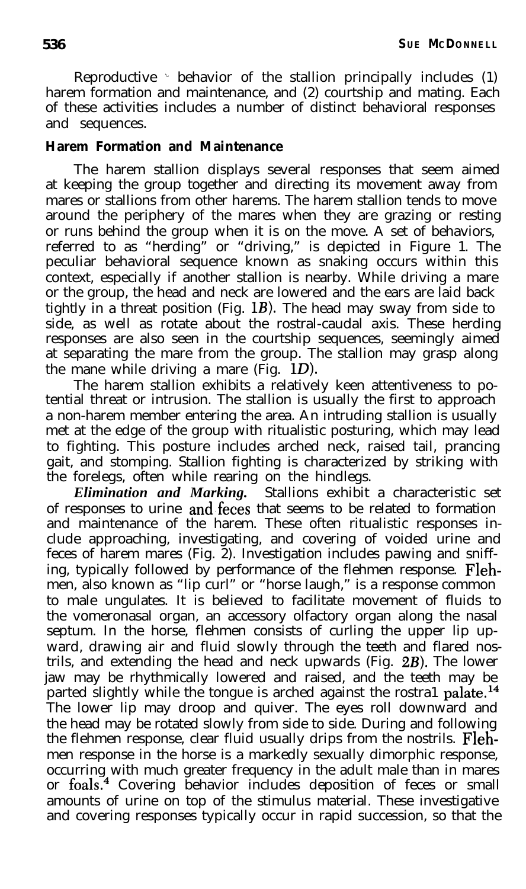Reproductive behavior of the stallion principally includes (1) harem formation and maintenance, and (2) courtship and mating. Each of these activities includes a number of distinct behavioral responses and sequences.

**Harem Formation and Maintenance**

The harem stallion displays several responses that seem aimed at keeping the group together and directing its movement away from mares or stallions from other harems. The harem stallion tends to move around the periphery of the mares when they are grazing or resting or runs behind the group when it is on the move. A set of behaviors, referred to as "herding" or "driving," is depicted in Figure 1. The peculiar behavioral sequence known as snaking occurs within this context, especially if another stallion is nearby. While driving a mare or the group, the head and neck are lowered and the ears are laid back tightly in a threat position (Fig. 1*B*). The head may sway from side to side, as well as rotate about the rostral-caudal axis. These herding responses are also seen in the courtship sequences, seemingly aimed at separating the mare from the group. The stallion may grasp along the mane while driving a mare (Fig. 1*D*).

The harem stallion exhibits a relatively keen attentiveness to potential threat or intrusion. The stallion is usually the first to approach a non-harem member entering the area. An intruding stallion is usually met at the edge of the group with ritualistic posturing, which may lead to fighting. This posture includes arched neck, raised tail, prancing gait, and stomping. Stallion fighting is characterized by striking with the forelegs, often while rearing on the hindlegs.

***Elimination and Marking.*** Stallions exhibit a characteristic set of responses to urine and feces that seems to be related to formation and maintenance of the harem. These often ritualistic responses include approaching, investigating, and covering of voided urine and feces of harem mares (Fig. 2). Investigation includes pawing and sniffing, typically followed by performance of the flehmen response. Flehmen, also known as "lip curl" or "horse laugh," is a response common to male ungulates. It is believed to facilitate movement of fluids to the vomeronasal organ, an accessory olfactory organ along the nasal septum. In the horse, flehmen consists of curling the upper lip upward, drawing air and fluid slowly through the teeth and flared nostrils, and extending the head and neck upwards (Fig. 2*B*). The lower jaw may be rhythmically lowered and raised, and the teeth may be parted slightly while the tongue is arched against the rostral palate.[14] The lower lip may droop and quiver. The eyes roll downward and the head may be rotated slowly from side to side. During and following the flehmen response, clear fluid usually drips from the nostrils. Flehmen response in the horse is a markedly sexually dimorphic response, occurring with much greater frequency in the adult male than in mares or foals.[4] Covering behavior includes deposition of feces or small amounts of urine on top of the stimulus material. These investigative and covering responses typically occur in rapid succession, so that the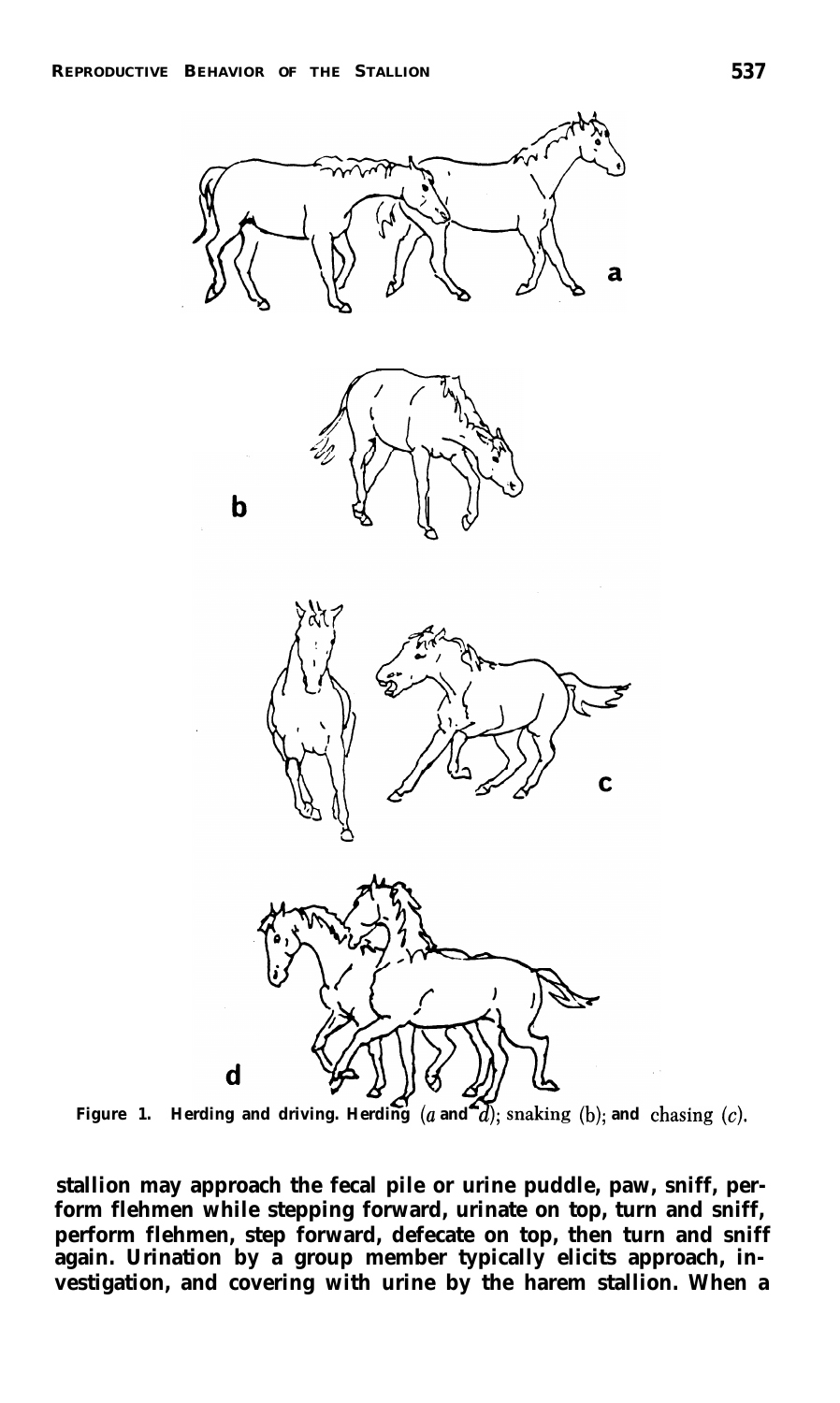Figure 1. Herding and driving. Herding (*a* and *d*); snaking (b); and chasing (*c*).

stallion may approach the fecal pile or urine puddle, paw, sniff, perform flehmen while stepping forward, urinate on top, turn and sniff, perform flehmen, step forward, defecate on top, then turn and sniff again. Urination by a group member typically elicits approach, investigation, and covering with urine by the harem stallion. When a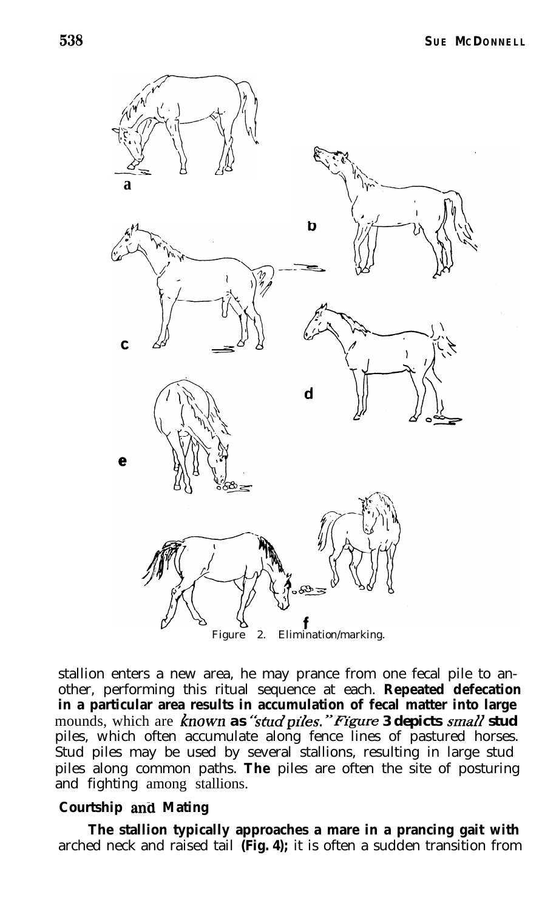Figure 2. Elimination/marking.

stallion enters a new area, he may prance from one fecal pile to another, performing this ritual sequence at each. Repeated defecation in a particular area results in accumulation of fecal matter into large mounds, which are known as "stud piles." Figure 3 depicts small stud piles, which often accumulate along fence lines of pastured horses. Stud piles may be used by several stallions, resulting in large stud piles along common paths. The piles are often the site of posturing and fighting among stallions.

## Courtship and Mating

The stallion typically approaches a mare in a prancing gait with arched neck and raised tail (Fig. 4); it is often a sudden transition from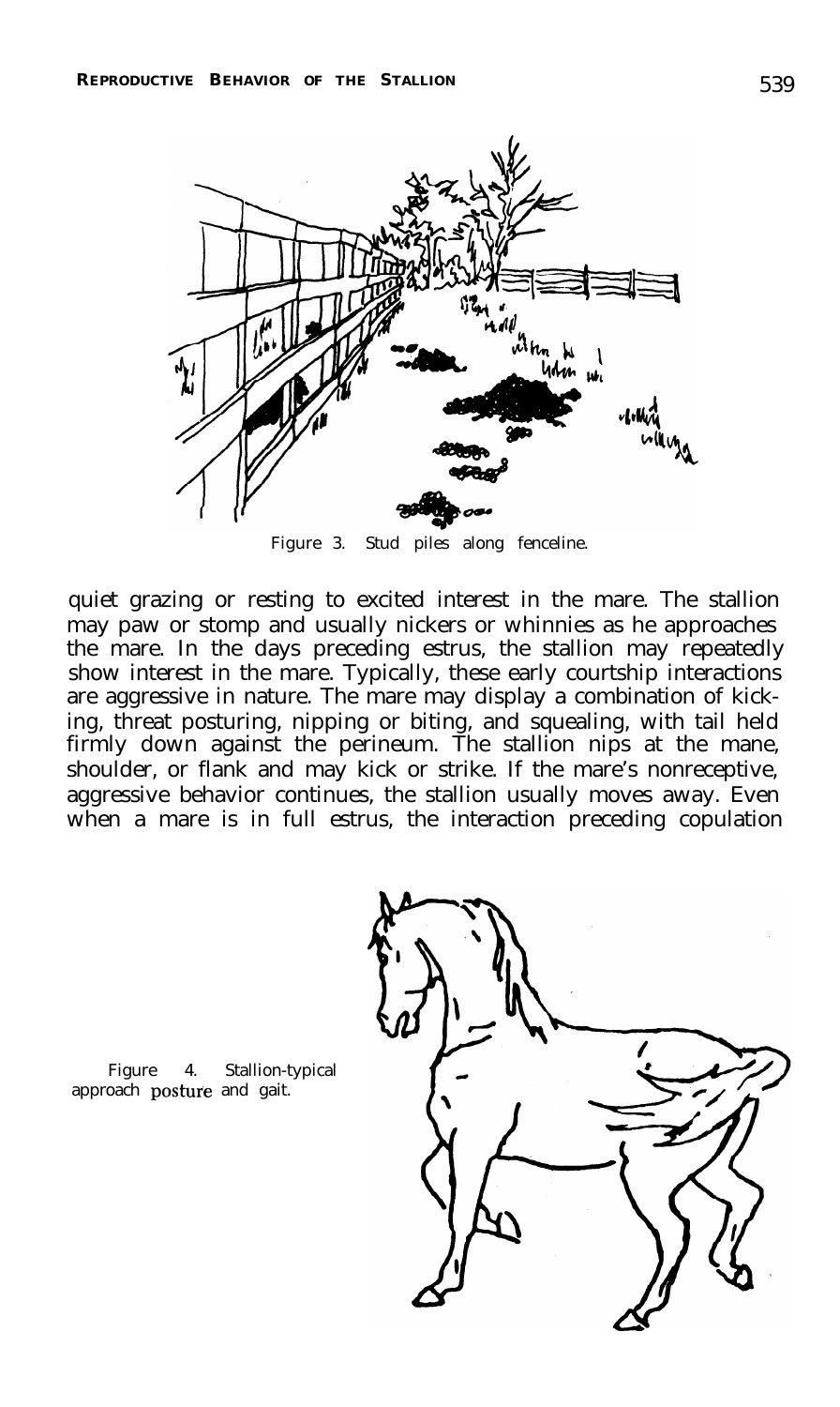Figure 3. Stud piles along fenceline.

quiet grazing or resting to excited interest in the mare. The stallion may paw or stomp and usually nickers or whinnies as he approaches the mare. In the days preceding estrus, the stallion may repeatedly show interest in the mare. Typically, these early courtship interactions are aggressive in nature. The mare may display a combination of kicking, threat posturing, nipping or biting, and squealing, with tail held firmly down against the perineum. The stallion nips at the mane, shoulder, or flank and may kick or strike. If the mare's nonreceptive, aggressive behavior continues, the stallion usually moves away. Even when a mare is in full estrus, the interaction preceding copulation

Figure 4. Stallion-typical approach posture and gait.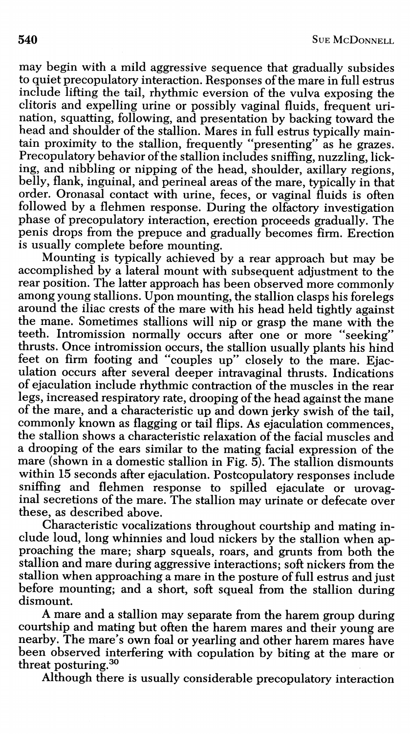may begin with a mild aggressive sequence that gradually subsides to quiet precopulatory interaction. Responses of the mare in full estrus include lifting the tail, rhythmic eversion of the vulva exposing the clitoris and expelling urine or possibly vaginal fluids, frequent urination, squatting, following, and presentation by backing toward the head and shoulder of the stallion. Mares in full estrus typically maintain proximity to the stallion, frequently "presenting" as he grazes. Precopulatory behavior of the stallion includes sniffing, nuzzling, licking, and nibbling or nipping of the head, shoulder, axillary regions, belly, flank, inguinal, and perineal areas of the mare, typically in that order. Oronasal contact with urine, feces, or vaginal fluids is often followed by a flehmen response. During the olfactory investigation phase of precopulatory interaction, erection proceeds gradually. The penis drops from the prepuce and gradually becomes firm. Erection is usually complete before mounting.

Mounting is typically achieved by a rear approach but may be accomplished by a lateral mount with subsequent adjustment to the rear position. The latter approach has been observed more commonly among young stallions. Upon mounting, the stallion clasps his forelegs around the iliac crests of the mare with his head held tightly against the mane. Sometimes stallions will nip or grasp the mane with the teeth. Intromission normally occurs after one or more "seeking" thrusts. Once intromission occurs, the stallion usually plants his hind feet on firm footing and "couples up" closely to the mare. Ejaculation occurs after several deeper intravaginal thrusts. Indications of ejaculation include rhythmic contraction of the muscles in the rear legs, increased respiratory rate, drooping of the head against the mane of the mare, and a characteristic up and down jerky swish of the tail, commonly known as flagging or tail flips. As ejaculation commences, the stallion shows a characteristic relaxation of the facial muscles and a drooping of the ears similar to the mating facial expression of the mare (shown in a domestic stallion in Fig. 5). The stallion dismounts within 15 seconds after ejaculation. Postcopulatory responses include sniffing and flehmen response to spilled ejaculate or urovaginal secretions of the mare. The stallion may urinate or defecate over these, as described above.

Characteristic vocalizations throughout courtship and mating include loud, long whinnies and loud nickers by the stallion when approaching the mare; sharp squeals, roars, and grunts from both the stallion and mare during aggressive interactions; soft nickers from the stallion when approaching a mare in the posture of full estrus and just before mounting; and a short, soft squeal from the stallion during dismount.

A mare and a stallion may separate from the harem group during courtship and mating but often the harem mares and their young are nearby. The mare's own foal or yearling and other harem mares have been observed interfering with copulation by biting at the mare or threat posturing.[30]

Although there is usually considerable precopulatory interaction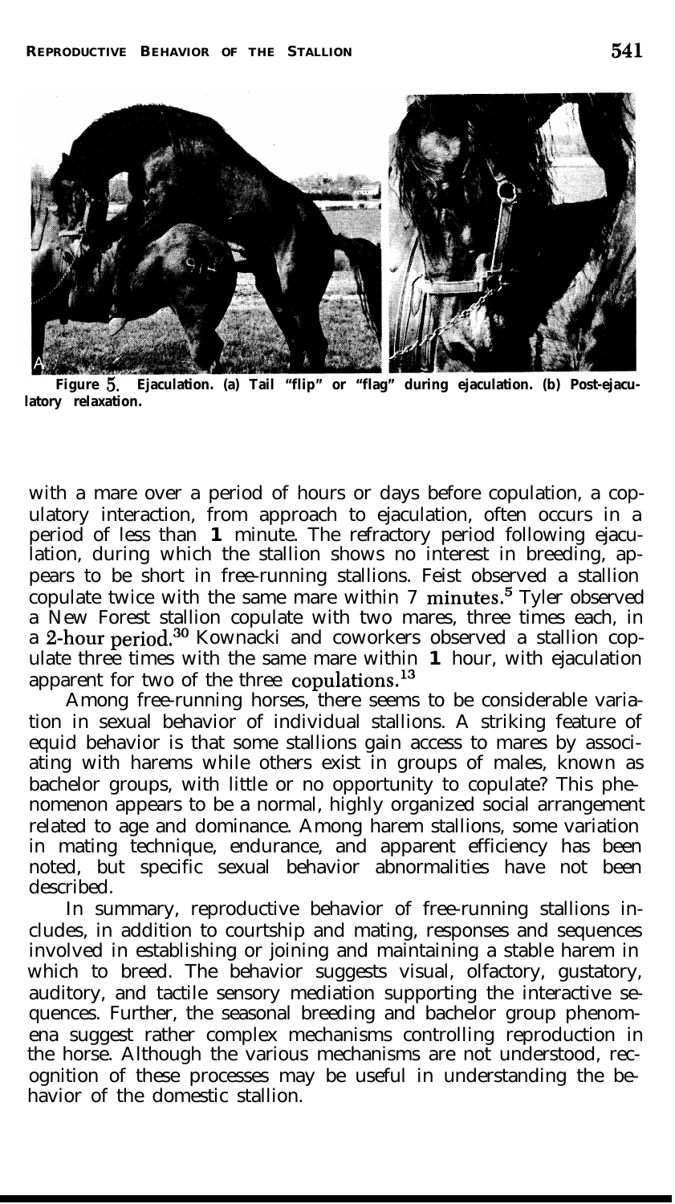**Figure 5.** **Ejaculation. (a) Tail "flip" or "flag" during ejaculation. (b) Post-ejaculatory relaxation.**

with a mare over a period of hours or days before copulation, a copulatory interaction, from approach to ejaculation, often occurs in a period of less than 1 minute. The refractory period following ejaculation, during which the stallion shows no interest in breeding, appears to be short in free-running stallions. Feist observed a stallion copulate twice with the same mare within 7 minutes.[5] Tyler observed a New Forest stallion copulate with two mares, three times each, in a 2-hour period.[30] Kownacki and coworkers observed a stallion copulate three times with the same mare within 1 hour, with ejaculation apparent for two of the three copulations.[13]

Among free-running horses, there seems to be considerable variation in sexual behavior of individual stallions. A striking feature of equid behavior is that some stallions gain access to mares by associating with harems while others exist in groups of males, known as bachelor groups, with little or no opportunity to copulate? This phenomenon appears to be a normal, highly organized social arrangement related to age and dominance. Among harem stallions, some variation in mating technique, endurance, and apparent efficiency has been noted, but specific sexual behavior abnormalities have not been described.

In summary, reproductive behavior of free-running stallions includes, in addition to courtship and mating, responses and sequences involved in establishing or joining and maintaining a stable harem in which to breed. The behavior suggests visual, olfactory, gustatory, auditory, and tactile sensory mediation supporting the interactive sequences. Further, the seasonal breeding and bachelor group phenomena suggest rather complex mechanisms controlling reproduction in the horse. Although the various mechanisms are not understood, recognition of these processes may be useful in understanding the behavior of the domestic stallion.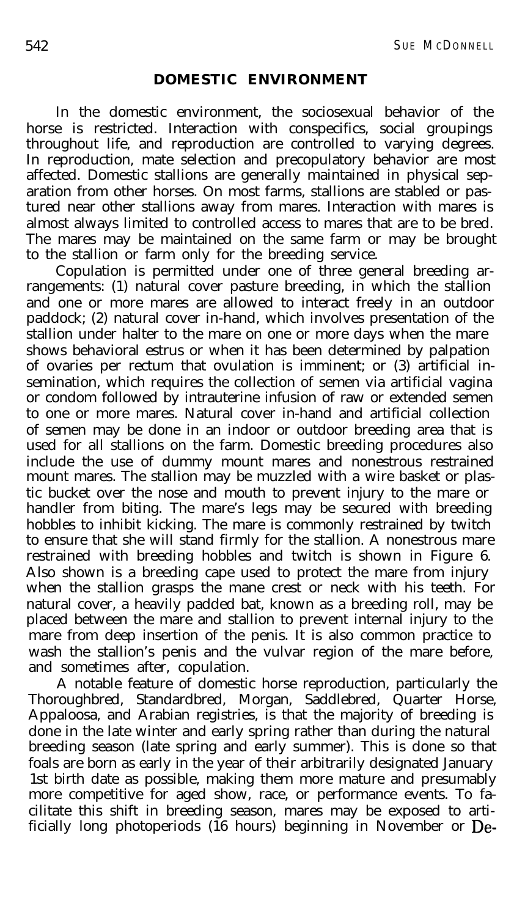## DOMESTIC ENVIRONMENT

In the domestic environment, the sociosexual behavior of the horse is restricted. Interaction with conspecifics, social groupings throughout life, and reproduction are controlled to varying degrees. In reproduction, mate selection and precopulatory behavior are most affected. Domestic stallions are generally maintained in physical separation from other horses. On most farms, stallions are stabled or pastured near other stallions away from mares. Interaction with mares is almost always limited to controlled access to mares that are to be bred. The mares may be maintained on the same farm or may be brought to the stallion or farm only for the breeding service.

Copulation is permitted under one of three general breeding arrangements: (1) natural cover pasture breeding, in which the stallion and one or more mares are allowed to interact freely in an outdoor paddock; (2) natural cover in-hand, which involves presentation of the stallion under halter to the mare on one or more days when the mare shows behavioral estrus or when it has been determined by palpation of ovaries per rectum that ovulation is imminent; or (3) artificial insemination, which requires the collection of semen via artificial vagina or condom followed by intrauterine infusion of raw or extended semen to one or more mares. Natural cover in-hand and artificial collection of semen may be done in an indoor or outdoor breeding area that is used for all stallions on the farm. Domestic breeding procedures also include the use of dummy mount mares and nonestrous restrained mount mares. The stallion may be muzzled with a wire basket or plastic bucket over the nose and mouth to prevent injury to the mare or handler from biting. The mare's legs may be secured with breeding hobbles to inhibit kicking. The mare is commonly restrained by twitch to ensure that she will stand firmly for the stallion. A nonestrous mare restrained with breeding hobbles and twitch is shown in Figure 6. Also shown is a breeding cape used to protect the mare from injury when the stallion grasps the mane crest or neck with his teeth. For natural cover, a heavily padded bat, known as a breeding roll, may be placed between the mare and stallion to prevent internal injury to the mare from deep insertion of the penis. It is also common practice to wash the stallion's penis and the vulvar region of the mare before, and sometimes after, copulation.

A notable feature of domestic horse reproduction, particularly the Thoroughbred, Standardbred, Morgan, Saddlebred, Quarter Horse, Appaloosa, and Arabian registries, is that the majority of breeding is done in the late winter and early spring rather than during the natural breeding season (late spring and early summer). This is done so that foals are born as early in the year of their arbitrarily designated January 1st birth date as possible, making them more mature and presumably more competitive for aged show, race, or performance events. To facilitate this shift in breeding season, mares may be exposed to artificially long photoperiods (16 hours) beginning in November or De-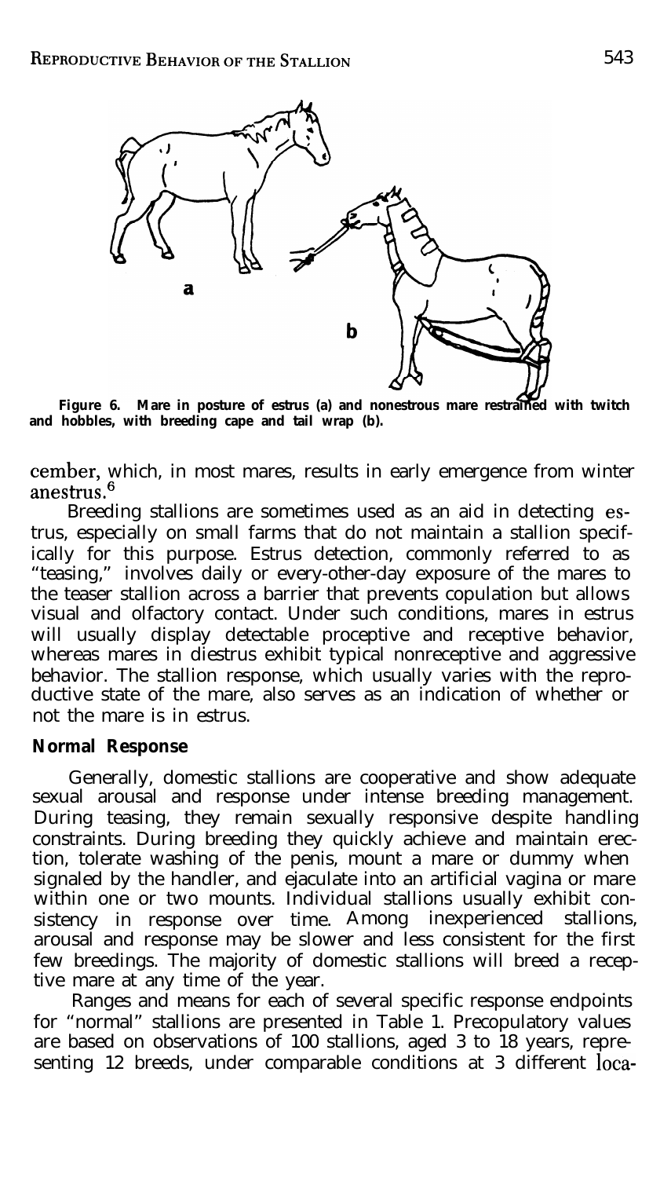Figure 6. Mare in posture of estrus (a) and nonestrous mare restrained with twitch and hobbles, with breeding cape and tail wrap (b).

cember, which, in most mares, results in early emergence from winter anestrus.[6]

Breeding stallions are sometimes used as an aid in detecting estrus, especially on small farms that do not maintain a stallion specifically for this purpose. Estrus detection, commonly referred to as "teasing," involves daily or every-other-day exposure of the mares to the teaser stallion across a barrier that prevents copulation but allows visual and olfactory contact. Under such conditions, mares in estrus will usually display detectable proceptive and receptive behavior, whereas mares in diestrus exhibit typical nonreceptive and aggressive behavior. The stallion response, which usually varies with the reproductive state of the mare, also serves as an indication of whether or not the mare is in estrus.

**Normal Response**

Generally, domestic stallions are cooperative and show adequate sexual arousal and response under intense breeding management. During teasing, they remain sexually responsive despite handling constraints. During breeding they quickly achieve and maintain erection, tolerate washing of the penis, mount a mare or dummy when signaled by the handler, and ejaculate into an artificial vagina or mare within one or two mounts. Individual stallions usually exhibit consistency in response over time. Among inexperienced stallions, arousal and response may be slower and less consistent for the first few breedings. The majority of domestic stallions will breed a receptive mare at any time of the year.

Ranges and means for each of several specific response endpoints for "normal" stallions are presented in Table 1. Precopulatory values are based on observations of 100 stallions, aged 3 to 18 years, representing 12 breeds, under comparable conditions at 3 different loca-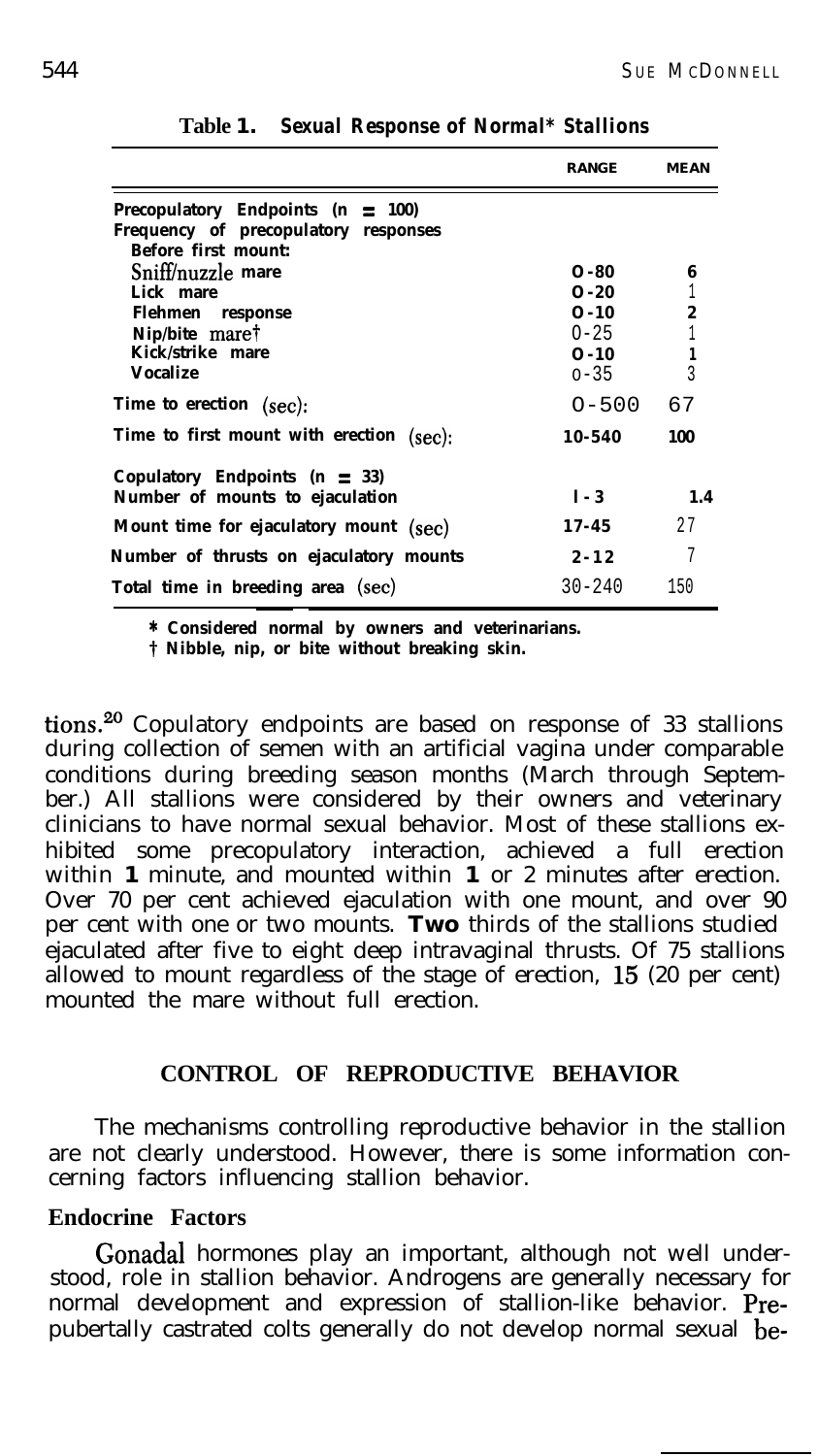**Table 1. Sexual Response of Normal* Stallions**

| | RANGE | MEAN |
|---|---|---|
| **Precopulatory Endpoints (n = 100)** | | |
| **Frequency of precopulatory responses** | | |
| **Before first mount:** | | |
| Sniff/nuzzle mare | 0-80 | 6 |
| Lick mare | 0-20 | 1 |
| Flehmen response | 0-10 | 2 |
| Nip/bite mare† | 0-25 | 1 |
| Kick/strike mare | 0-10 | 1 |
| Vocalize | 0-35 | 3 |
| Time to erection (sec): | 0-500 | 67 |
| Time to first mount with erection (sec): | 10-540 | 100 |
| **Copulatory Endpoints (n = 33)** | | |
| Number of mounts to ejaculation | 1-3 | 1.4 |
| Mount time for ejaculatory mount (sec) | 17-45 | 27 |
| Number of thrusts on ejaculatory mounts | 2-12 | 7 |
| Total time in breeding area (sec) | 30-240 | 150 |

\* Considered normal by owners and veterinarians.

† Nibble, nip, or bite without breaking skin.

tions.[20] Copulatory endpoints are based on response of 33 stallions during collection of semen with an artificial vagina under comparable conditions during breeding season months (March through September.) All stallions were considered by their owners and veterinary clinicians to have normal sexual behavior. Most of these stallions exhibited some precopulatory interaction, achieved a full erection within 1 minute, and mounted within 1 or 2 minutes after erection. Over 70 per cent achieved ejaculation with one mount, and over 90 per cent with one or two mounts. Two thirds of the stallions studied ejaculated after five to eight deep intravaginal thrusts. Of 75 stallions allowed to mount regardless of the stage of erection, 15 (20 per cent) mounted the mare without full erection.

## CONTROL OF REPRODUCTIVE BEHAVIOR

The mechanisms controlling reproductive behavior in the stallion are not clearly understood. However, there is some information concerning factors influencing stallion behavior.

### Endocrine Factors

Gonadal hormones play an important, although not well understood, role in stallion behavior. Androgens are generally necessary for normal development and expression of stallion-like behavior. Prepubertally castrated colts generally do not develop normal sexual be-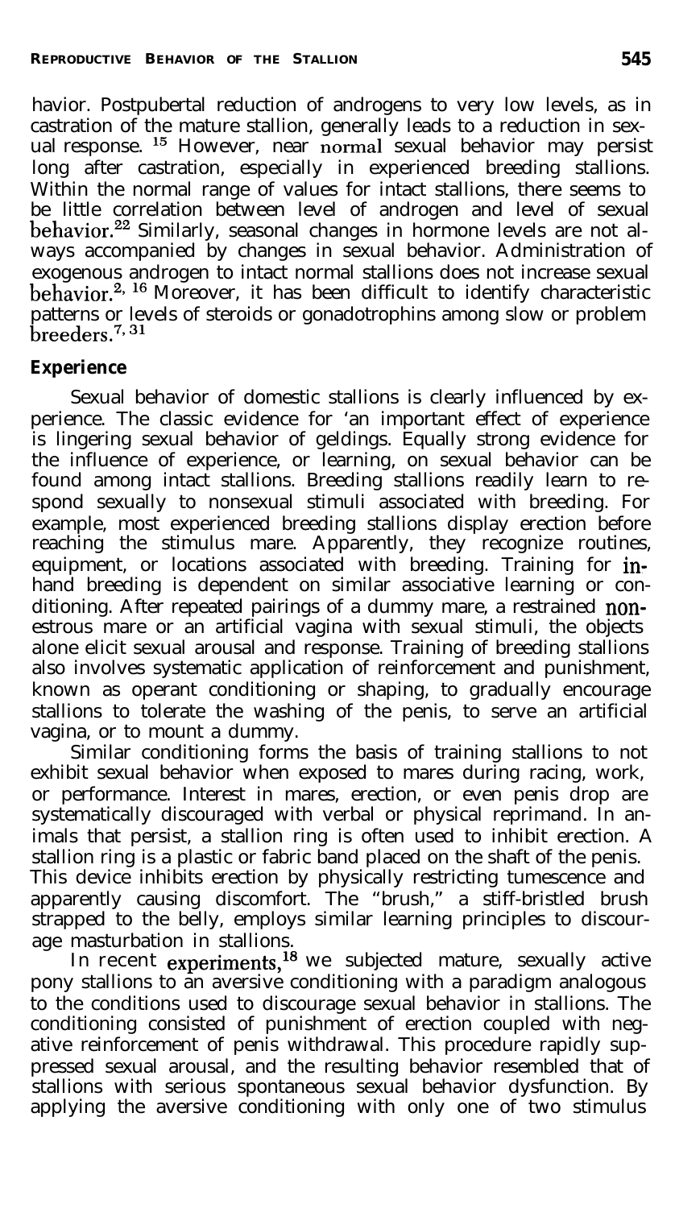havior. Postpubertal reduction of androgens to very low levels, as in castration of the mature stallion, generally leads to a reduction in sexual response.[15] However, near normal sexual behavior may persist long after castration, especially in experienced breeding stallions. Within the normal range of values for intact stallions, there seems to be little correlation between level of androgen and level of sexual behavior.[22] Similarly, seasonal changes in hormone levels are not always accompanied by changes in sexual behavior. Administration of exogenous androgen to intact normal stallions does not increase sexual behavior.[2, 16] Moreover, it has been difficult to identify characteristic patterns or levels of steroids or gonadotrophins among slow or problem breeders.[7, 31]

### Experience

Sexual behavior of domestic stallions is clearly influenced by experience. The classic evidence for 'an important effect of experience is lingering sexual behavior of geldings. Equally strong evidence for the influence of experience, or learning, on sexual behavior can be found among intact stallions. Breeding stallions readily learn to respond sexually to nonsexual stimuli associated with breeding. For example, most experienced breeding stallions display erection before reaching the stimulus mare. Apparently, they recognize routines, equipment, or locations associated with breeding. Training for in-hand breeding is dependent on similar associative learning or conditioning. After repeated pairings of a dummy mare, a restrained nonestrous mare or an artificial vagina with sexual stimuli, the objects alone elicit sexual arousal and response. Training of breeding stallions also involves systematic application of reinforcement and punishment, known as operant conditioning or shaping, to gradually encourage stallions to tolerate the washing of the penis, to serve an artificial vagina, or to mount a dummy.

Similar conditioning forms the basis of training stallions to not exhibit sexual behavior when exposed to mares during racing, work, or performance. Interest in mares, erection, or even penis drop are systematically discouraged with verbal or physical reprimand. In animals that persist, a stallion ring is often used to inhibit erection. A stallion ring is a plastic or fabric band placed on the shaft of the penis. This device inhibits erection by physically restricting tumescence and apparently causing discomfort. The "brush," a stiff-bristled brush strapped to the belly, employs similar learning principles to discourage masturbation in stallions.

In recent experiments,[18] we subjected mature, sexually active pony stallions to an aversive conditioning with a paradigm analogous to the conditions used to discourage sexual behavior in stallions. The conditioning consisted of punishment of erection coupled with negative reinforcement of penis withdrawal. This procedure rapidly suppressed sexual arousal, and the resulting behavior resembled that of stallions with serious spontaneous sexual behavior dysfunction. By applying the aversive conditioning with only one of two stimulus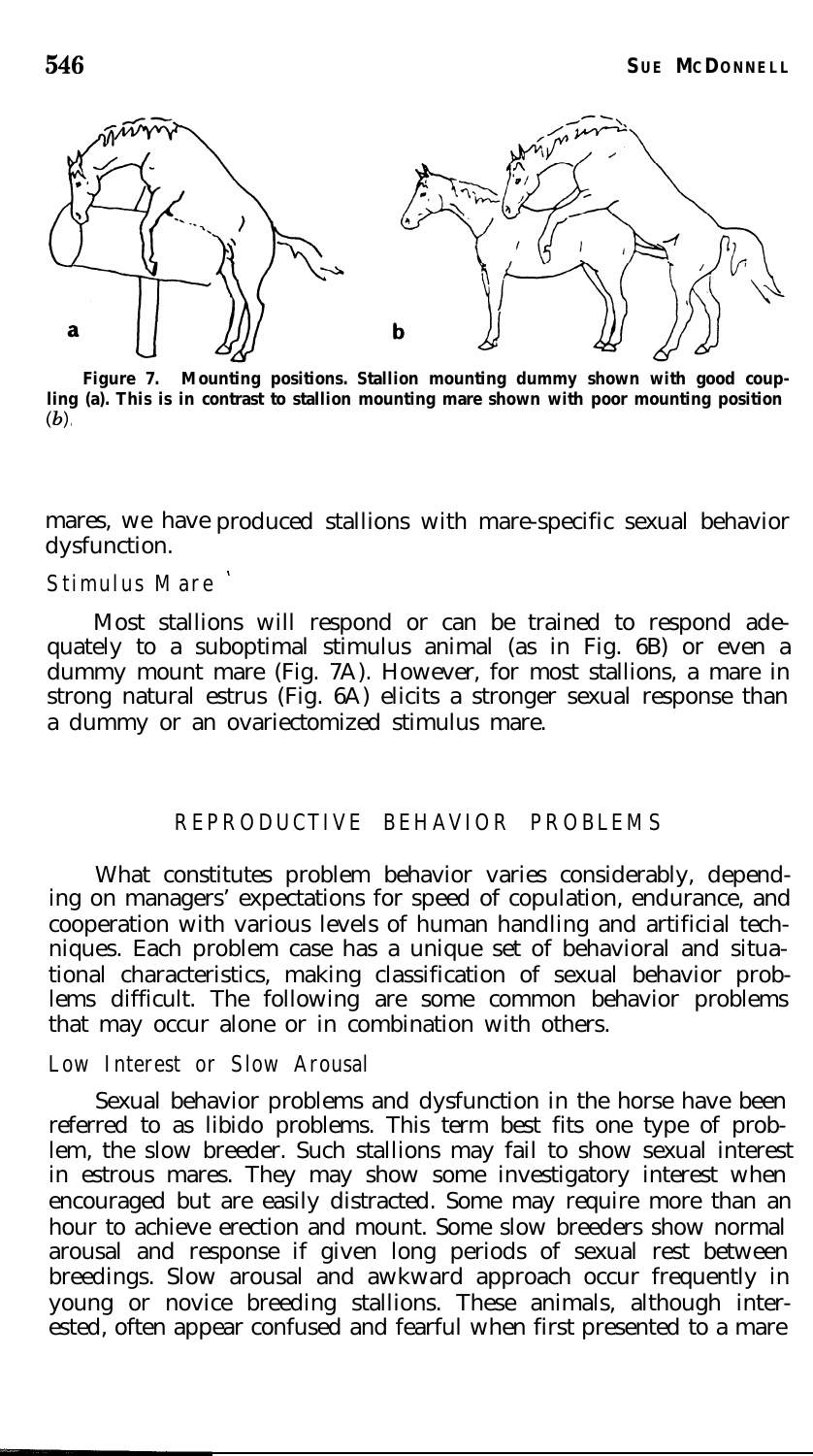**Figure 7. Mounting positions. Stallion mounting dummy shown with good coupling (a). This is in contrast to stallion mounting mare shown with poor mounting position (*b*).**

mares, we have produced stallions with mare-specific sexual behavior dysfunction.

### Stimulus Mare

Most stallions will respond or can be trained to respond adequately to a suboptimal stimulus animal (as in Fig. 6B) or even a dummy mount mare (Fig. 7A). However, for most stallions, a mare in strong natural estrus (Fig. 6A) elicits a stronger sexual response than a dummy or an ovariectomized stimulus mare.

## REPRODUCTIVE BEHAVIOR PROBLEMS

What constitutes problem behavior varies considerably, depending on managers' expectations for speed of copulation, endurance, and cooperation with various levels of human handling and artificial techniques. Each problem case has a unique set of behavioral and situational characteristics, making classification of sexual behavior problems difficult. The following are some common behavior problems that may occur alone or in combination with others.

### Low Interest or Slow Arousal

Sexual behavior problems and dysfunction in the horse have been referred to as libido problems. This term best fits one type of problem, the slow breeder. Such stallions may fail to show sexual interest in estrous mares. They may show some investigatory interest when encouraged but are easily distracted. Some may require more than an hour to achieve erection and mount. Some slow breeders show normal arousal and response if given long periods of sexual rest between breedings. Slow arousal and awkward approach occur frequently in young or novice breeding stallions. These animals, although interested, often appear confused and fearful when first presented to a mare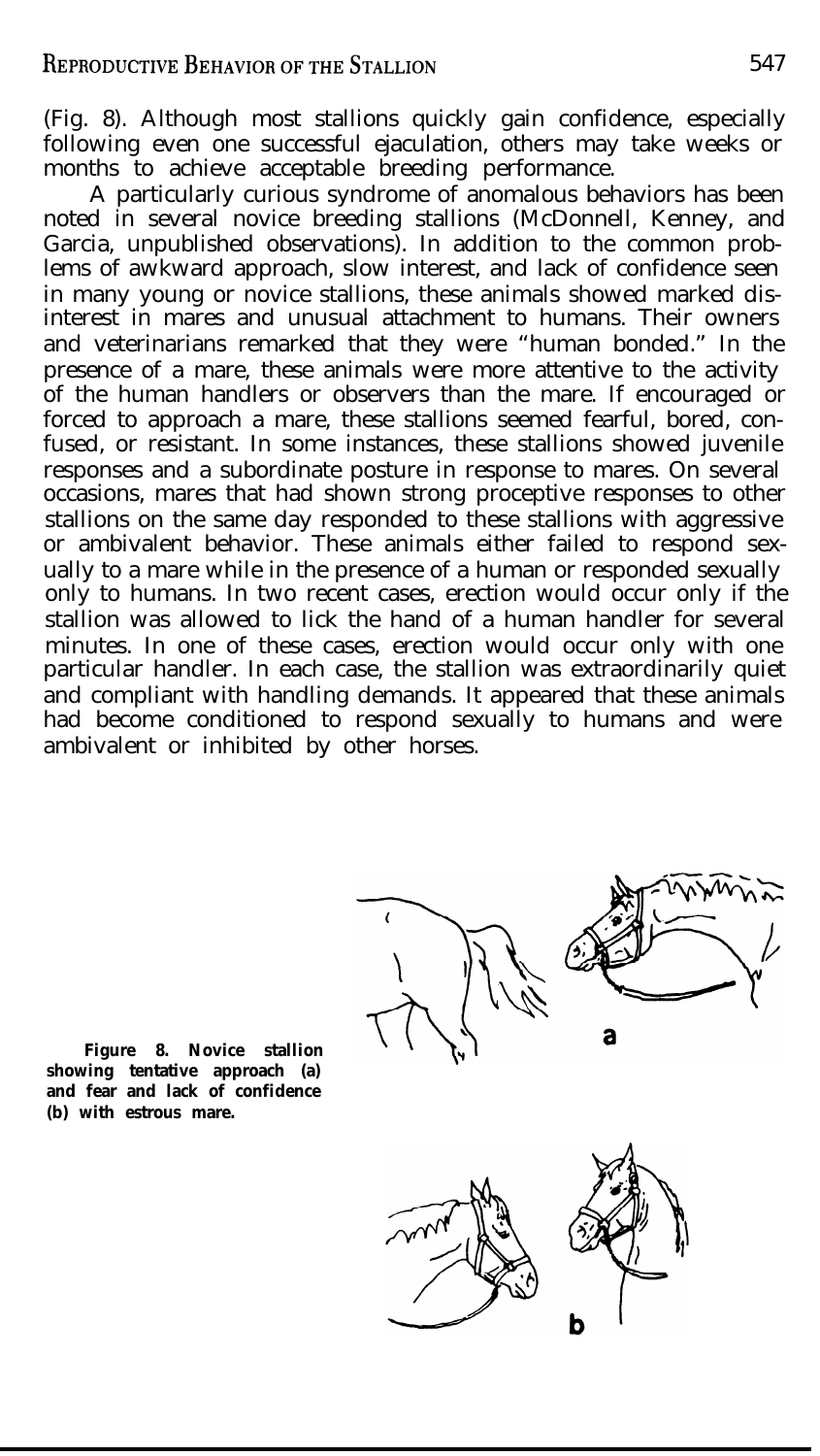(Fig. 8). Although most stallions quickly gain confidence, especially following even one successful ejaculation, others may take weeks or months to achieve acceptable breeding performance.

A particularly curious syndrome of anomalous behaviors has been noted in several novice breeding stallions (McDonnell, Kenney, and Garcia, unpublished observations). In addition to the common problems of awkward approach, slow interest, and lack of confidence seen in many young or novice stallions, these animals showed marked disinterest in mares and unusual attachment to humans. Their owners and veterinarians remarked that they were "human bonded." In the presence of a mare, these animals were more attentive to the activity of the human handlers or observers than the mare. If encouraged or forced to approach a mare, these stallions seemed fearful, bored, confused, or resistant. In some instances, these stallions showed juvenile responses and a subordinate posture in response to mares. On several occasions, mares that had shown strong proceptive responses to other stallions on the same day responded to these stallions with aggressive or ambivalent behavior. These animals either failed to respond sexually to a mare while in the presence of a human or responded sexually only to humans. In two recent cases, erection would occur only if the stallion was allowed to lick the hand of a human handler for several minutes. In one of these cases, erection would occur only with one particular handler. In each case, the stallion was extraordinarily quiet and compliant with handling demands. It appeared that these animals had become conditioned to respond sexually to humans and were ambivalent or inhibited by other horses.

**Figure 8. Novice stallion showing tentative approach (a) and fear and lack of confidence (b) with estrous mare.**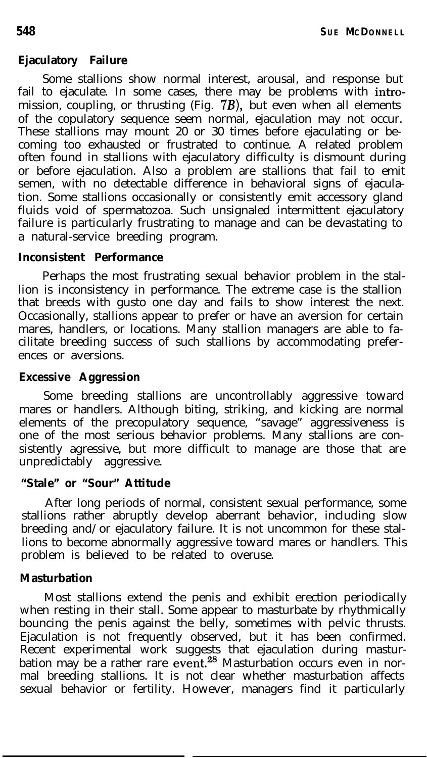### Ejaculatory Failure

Some stallions show normal interest, arousal, and response but fail to ejaculate. In some cases, there may be problems with intromission, coupling, or thrusting (Fig. *7B*), but even when all elements of the copulatory sequence seem normal, ejaculation may not occur. These stallions may mount 20 or 30 times before ejaculating or becoming too exhausted or frustrated to continue. A related problem often found in stallions with ejaculatory difficulty is dismount during or before ejaculation. Also a problem are stallions that fail to emit semen, with no detectable difference in behavioral signs of ejaculation. Some stallions occasionally or consistently emit accessory gland fluids void of spermatozoa. Such unsignaled intermittent ejaculatory failure is particularly frustrating to manage and can be devastating to a natural-service breeding program.

### Inconsistent Performance

Perhaps the most frustrating sexual behavior problem in the stallion is inconsistency in performance. The extreme case is the stallion that breeds with gusto one day and fails to show interest the next. Occasionally, stallions appear to prefer or have an aversion for certain mares, handlers, or locations. Many stallion managers are able to facilitate breeding success of such stallions by accommodating preferences or aversions.

### Excessive Aggression

Some breeding stallions are uncontrollably aggressive toward mares or handlers. Although biting, striking, and kicking are normal elements of the precopulatory sequence, "savage" aggressiveness is one of the most serious behavior problems. Many stallions are consistently agressive, but more difficult to manage are those that are unpredictably aggressive.

### "Stale" or "Sour" Attitude

After long periods of normal, consistent sexual performance, some stallions rather abruptly develop aberrant behavior, including slow breeding and/or ejaculatory failure. It is not uncommon for these stallions to become abnormally aggressive toward mares or handlers. This problem is believed to be related to overuse.

### Masturbation

Most stallions extend the penis and exhibit erection periodically when resting in their stall. Some appear to masturbate by rhythmically bouncing the penis against the belly, sometimes with pelvic thrusts. Ejaculation is not frequently observed, but it has been confirmed. Recent experimental work suggests that ejaculation during masturbation may be a rather rare event.[28] Masturbation occurs even in normal breeding stallions. It is not clear whether masturbation affects sexual behavior or fertility. However, managers find it particularly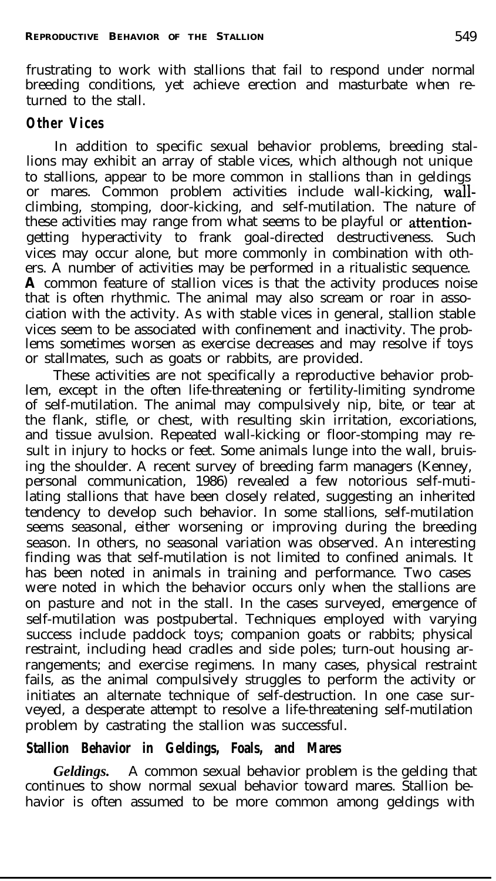frustrating to work with stallions that fail to respond under normal breeding conditions, yet achieve erection and masturbate when returned to the stall.

### Other Vices

In addition to specific sexual behavior problems, breeding stallions may exhibit an array of stable vices, which although not unique to stallions, appear to be more common in stallions than in geldings or mares. Common problem activities include wall-kicking, wall-climbing, stomping, door-kicking, and self-mutilation. The nature of these activities may range from what seems to be playful or attention-getting hyperactivity to frank goal-directed destructiveness. Such vices may occur alone, but more commonly in combination with others. A number of activities may be performed in a ritualistic sequence. **A** common feature of stallion vices is that the activity produces noise that is often rhythmic. The animal may also scream or roar in association with the activity. As with stable vices in general, stallion stable vices seem to be associated with confinement and inactivity. The problems sometimes worsen as exercise decreases and may resolve if toys or stallmates, such as goats or rabbits, are provided.

These activities are not specifically a reproductive behavior problem, except in the often life-threatening or fertility-limiting syndrome of self-mutilation. The animal may compulsively nip, bite, or tear at the flank, stifle, or chest, with resulting skin irritation, excoriations, and tissue avulsion. Repeated wall-kicking or floor-stomping may result in injury to hocks or feet. Some animals lunge into the wall, bruising the shoulder. A recent survey of breeding farm managers (Kenney, personal communication, 1986) revealed a few notorious self-mutilating stallions that have been closely related, suggesting an inherited tendency to develop such behavior. In some stallions, self-mutilation seems seasonal, either worsening or improving during the breeding season. In others, no seasonal variation was observed. An interesting finding was that self-mutilation is not limited to confined animals. It has been noted in animals in training and performance. Two cases were noted in which the behavior occurs only when the stallions are on pasture and not in the stall. In the cases surveyed, emergence of self-mutilation was postpubertal. Techniques employed with varying success include paddock toys; companion goats or rabbits; physical restraint, including head cradles and side poles; turn-out housing arrangements; and exercise regimens. In many cases, physical restraint fails, as the animal compulsively struggles to perform the activity or initiates an alternate technique of self-destruction. In one case surveyed, a desperate attempt to resolve a life-threatening self-mutilation problem by castrating the stallion was successful.

### Stallion Behavior in Geldings, Foals, and Mares

***Geldings.*** A common sexual behavior problem is the gelding that continues to show normal sexual behavior toward mares. Stallion behavior is often assumed to be more common among geldings with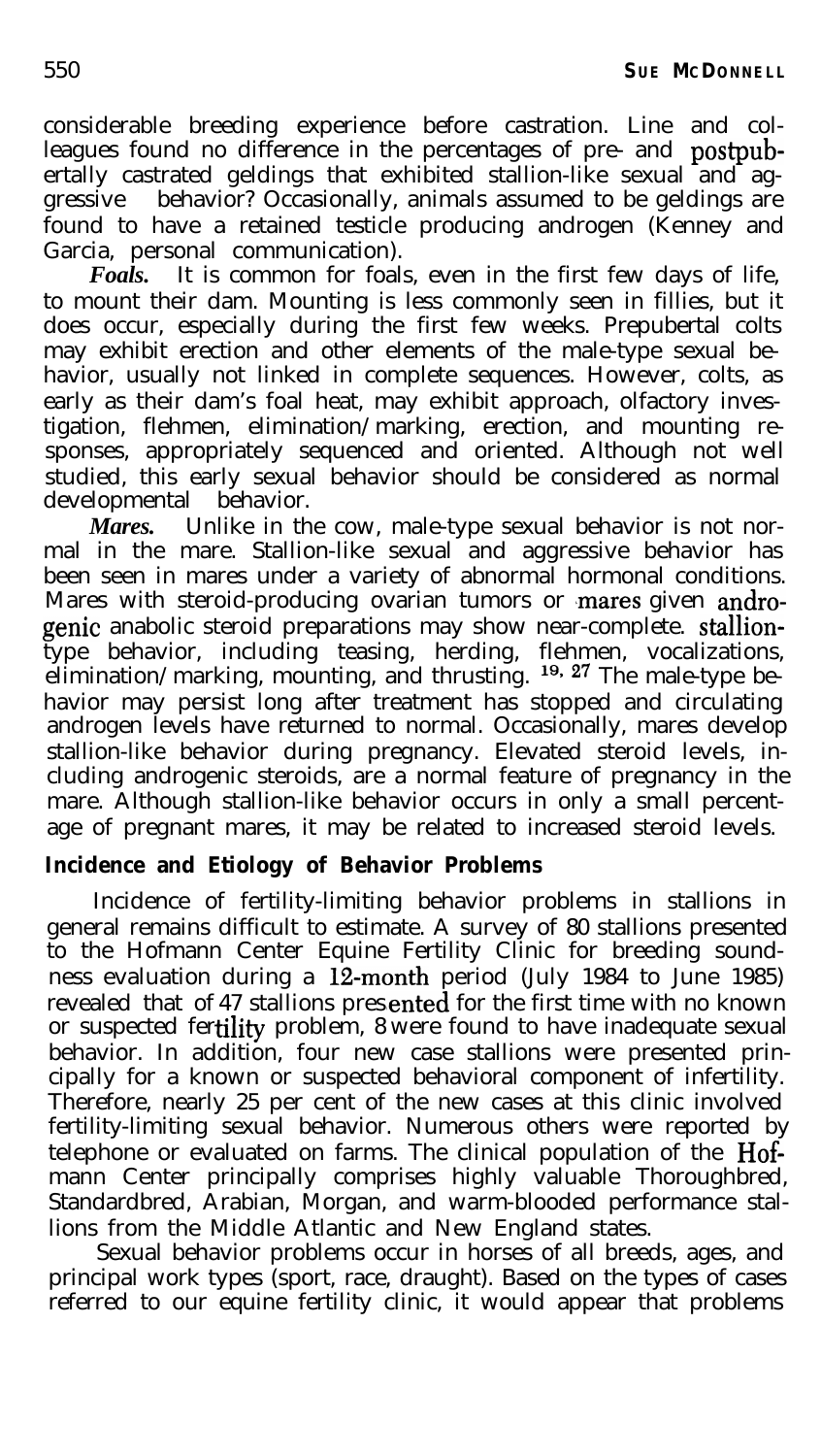considerable breeding experience before castration. Line and colleagues found no difference in the percentages of pre- and postpubertally castrated geldings that exhibited stallion-like sexual and aggressive behavior? Occasionally, animals assumed to be geldings are found to have a retained testicle producing androgen (Kenney and Garcia, personal communication).

***Foals.*** It is common for foals, even in the first few days of life, to mount their dam. Mounting is less commonly seen in fillies, but it does occur, especially during the first few weeks. Prepubertal colts may exhibit erection and other elements of the male-type sexual behavior, usually not linked in complete sequences. However, colts, as early as their dam's foal heat, may exhibit approach, olfactory investigation, flehmen, elimination/marking, erection, and mounting responses, appropriately sequenced and oriented. Although not well studied, this early sexual behavior should be considered as normal developmental behavior.

***Mares.*** Unlike in the cow, male-type sexual behavior is not normal in the mare. Stallion-like sexual and aggressive behavior has been seen in mares under a variety of abnormal hormonal conditions. Mares with steroid-producing ovarian tumors or mares given androgenic anabolic steroid preparations may show near-complete. stallion-type behavior, including teasing, herding, flehmen, vocalizations, elimination/marking, mounting, and thrusting. [19, 27] The male-type behavior may persist long after treatment has stopped and circulating androgen levels have returned to normal. Occasionally, mares develop stallion-like behavior during pregnancy. Elevated steroid levels, including androgenic steroids, are a normal feature of pregnancy in the mare. Although stallion-like behavior occurs in only a small percentage of pregnant mares, it may be related to increased steroid levels.

## Incidence and Etiology of Behavior Problems

Incidence of fertility-limiting behavior problems in stallions in general remains difficult to estimate. A survey of 80 stallions presented to the Hofmann Center Equine Fertility Clinic for breeding soundness evaluation during a 12-month period (July 1984 to June 1985) revealed that of 47 stallions presented for the first time with no known or suspected fertility problem, 8 were found to have inadequate sexual behavior. In addition, four new case stallions were presented principally for a known or suspected behavioral component of infertility. Therefore, nearly 25 per cent of the new cases at this clinic involved fertility-limiting sexual behavior. Numerous others were reported by telephone or evaluated on farms. The clinical population of the Hofmann Center principally comprises highly valuable Thoroughbred, Standardbred, Arabian, Morgan, and warm-blooded performance stallions from the Middle Atlantic and New England states.

Sexual behavior problems occur in horses of all breeds, ages, and principal work types (sport, race, draught). Based on the types of cases referred to our equine fertility clinic, it would appear that problems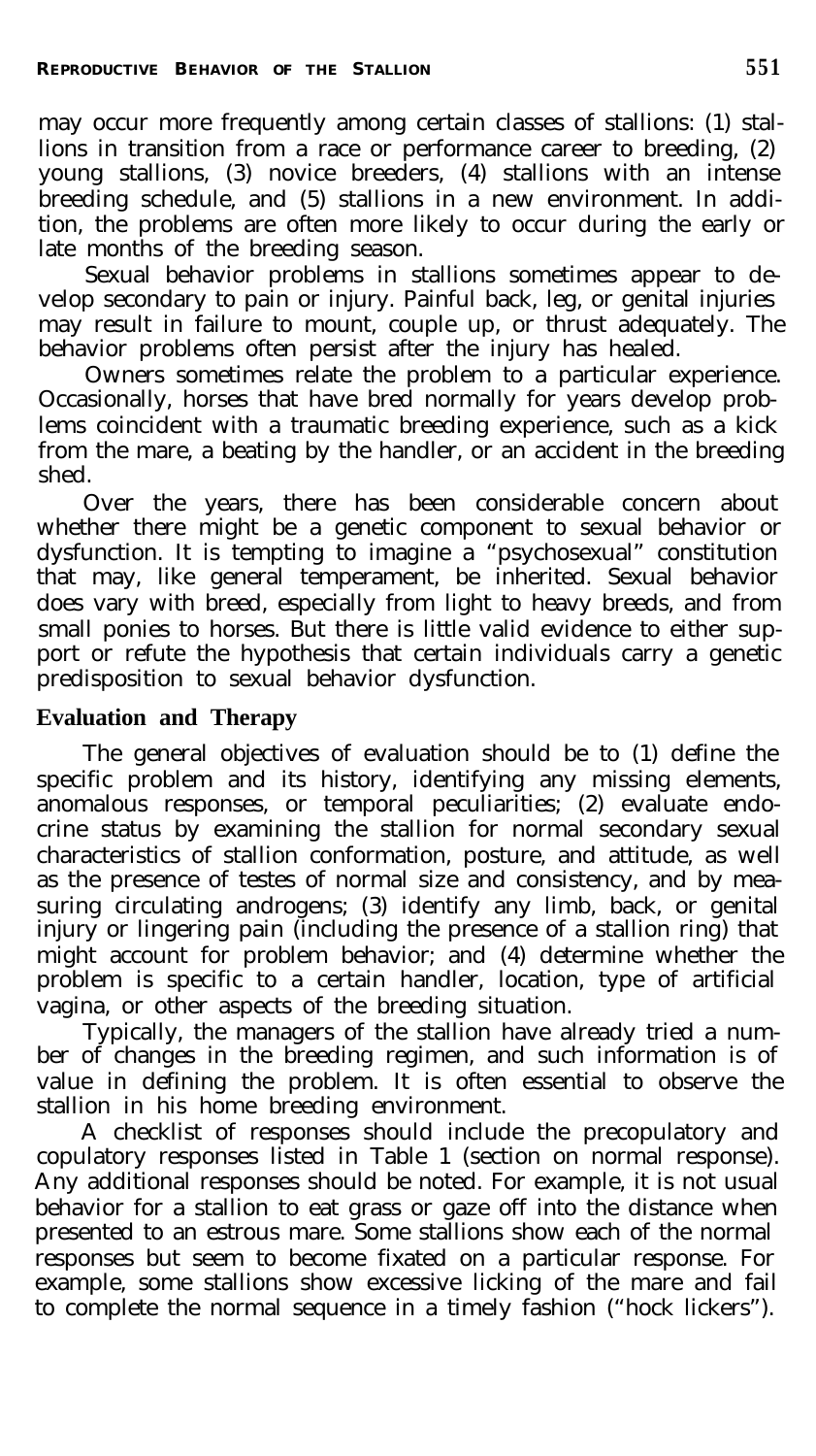may occur more frequently among certain classes of stallions: (1) stallions in transition from a race or performance career to breeding, (2) young stallions, (3) novice breeders, (4) stallions with an intense breeding schedule, and (5) stallions in a new environment. In addition, the problems are often more likely to occur during the early or late months of the breeding season.

Sexual behavior problems in stallions sometimes appear to develop secondary to pain or injury. Painful back, leg, or genital injuries may result in failure to mount, couple up, or thrust adequately. The behavior problems often persist after the injury has healed.

Owners sometimes relate the problem to a particular experience. Occasionally, horses that have bred normally for years develop problems coincident with a traumatic breeding experience, such as a kick from the mare, a beating by the handler, or an accident in the breeding shed.

Over the years, there has been considerable concern about whether there might be a genetic component to sexual behavior or dysfunction. It is tempting to imagine a "psychosexual" constitution that may, like general temperament, be inherited. Sexual behavior does vary with breed, especially from light to heavy breeds, and from small ponies to horses. But there is little valid evidence to either support or refute the hypothesis that certain individuals carry a genetic predisposition to sexual behavior dysfunction.

## Evaluation and Therapy

The general objectives of evaluation should be to (1) define the specific problem and its history, identifying any missing elements, anomalous responses, or temporal peculiarities; (2) evaluate endocrine status by examining the stallion for normal secondary sexual characteristics of stallion conformation, posture, and attitude, as well as the presence of testes of normal size and consistency, and by measuring circulating androgens; (3) identify any limb, back, or genital injury or lingering pain (including the presence of a stallion ring) that might account for problem behavior; and (4) determine whether the problem is specific to a certain handler, location, type of artificial vagina, or other aspects of the breeding situation.

Typically, the managers of the stallion have already tried a number of changes in the breeding regimen, and such information is of value in defining the problem. It is often essential to observe the stallion in his home breeding environment.

A checklist of responses should include the precopulatory and copulatory responses listed in Table 1 (section on normal response). Any additional responses should be noted. For example, it is not usual behavior for a stallion to eat grass or gaze off into the distance when presented to an estrous mare. Some stallions show each of the normal responses but seem to become fixated on a particular response. For example, some stallions show excessive licking of the mare and fail to complete the normal sequence in a timely fashion ("hock lickers").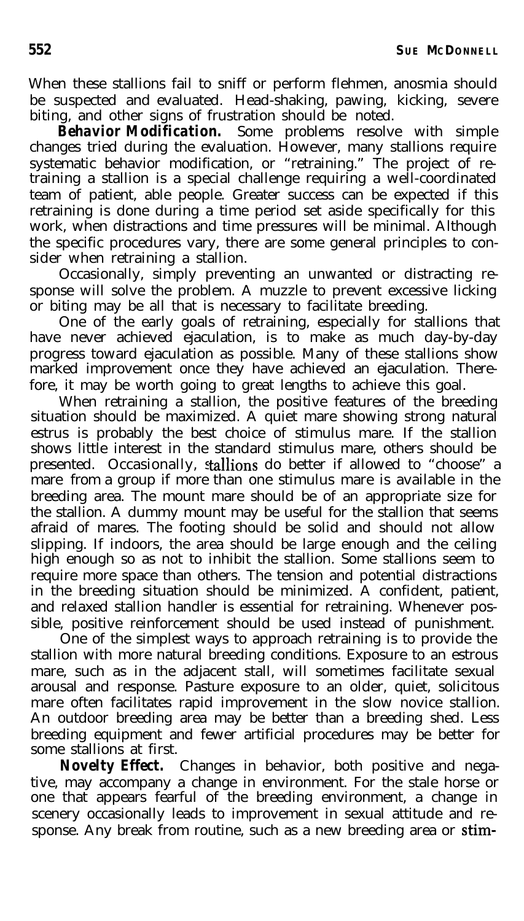When these stallions fail to sniff or perform flehmen, anosmia should be suspected and evaluated. Head-shaking, pawing, kicking, severe biting, and other signs of frustration should be noted.

**Behavior Modification.** Some problems resolve with simple changes tried during the evaluation. However, many stallions require systematic behavior modification, or "retraining." The project of retraining a stallion is a special challenge requiring a well-coordinated team of patient, able people. Greater success can be expected if this retraining is done during a time period set aside specifically for this work, when distractions and time pressures will be minimal. Although the specific procedures vary, there are some general principles to consider when retraining a stallion.

Occasionally, simply preventing an unwanted or distracting response will solve the problem. A muzzle to prevent excessive licking or biting may be all that is necessary to facilitate breeding.

One of the early goals of retraining, especially for stallions that have never achieved ejaculation, is to make as much day-by-day progress toward ejaculation as possible. Many of these stallions show marked improvement once they have achieved an ejaculation. Therefore, it may be worth going to great lengths to achieve this goal.

When retraining a stallion, the positive features of the breeding situation should be maximized. A quiet mare showing strong natural estrus is probably the best choice of stimulus mare. If the stallion shows little interest in the standard stimulus mare, others should be presented. Occasionally, stallions do better if allowed to "choose" a mare from a group if more than one stimulus mare is available in the breeding area. The mount mare should be of an appropriate size for the stallion. A dummy mount may be useful for the stallion that seems afraid of mares. The footing should be solid and should not allow slipping. If indoors, the area should be large enough and the ceiling high enough so as not to inhibit the stallion. Some stallions seem to require more space than others. The tension and potential distractions in the breeding situation should be minimized. A confident, patient, and relaxed stallion handler is essential for retraining. Whenever possible, positive reinforcement should be used instead of punishment.

One of the simplest ways to approach retraining is to provide the stallion with more natural breeding conditions. Exposure to an estrous mare, such as in the adjacent stall, will sometimes facilitate sexual arousal and response. Pasture exposure to an older, quiet, solicitous mare often facilitates rapid improvement in the slow novice stallion. An outdoor breeding area may be better than a breeding shed. Less breeding equipment and fewer artificial procedures may be better for some stallions at first.

**Novelty Effect.** Changes in behavior, both positive and negative, may accompany a change in environment. For the stale horse or one that appears fearful of the breeding environment, a change in scenery occasionally leads to improvement in sexual attitude and response. Any break from routine, such as a new breeding area or stim-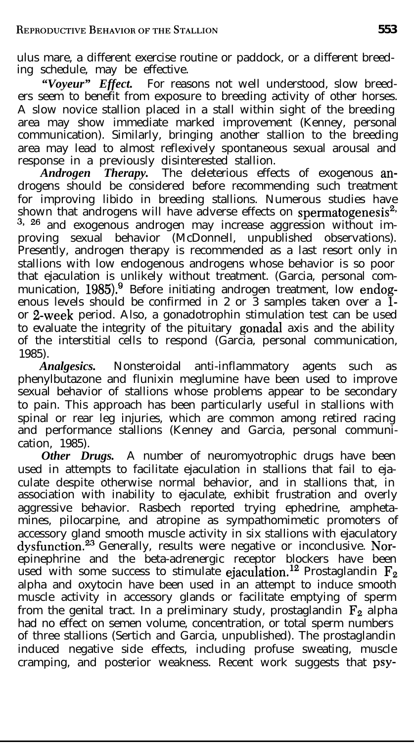ulus mare, a different exercise routine or paddock, or a different breeding schedule, may be effective.

***"Voyeur" Effect.*** For reasons not well understood, slow breeders seem to benefit from exposure to breeding activity of other horses. A slow novice stallion placed in a stall within sight of the breeding area may show immediate marked improvement (Kenney, personal communication). Similarly, bringing another stallion to the breeding area may lead to almost reflexively spontaneous sexual arousal and response in a previously disinterested stallion.

***Androgen Therapy.*** The deleterious effects of exogenous androgens should be considered before recommending such treatment for improving libido in breeding stallions. Numerous studies have shown that androgens will have adverse effects on spermatogenesis[2, 3, 26] and exogenous androgen may increase aggression without improving sexual behavior (McDonnell, unpublished observations). Presently, androgen therapy is recommended as a last resort only in stallions with low endogenous androgens whose behavior is so poor that ejaculation is unlikely without treatment. (Garcia, personal communication, 1985).[9] Before initiating androgen treatment, low endogenous levels should be confirmed in 2 or 3 samples taken over a 1- or 2-week period. Also, a gonadotrophin stimulation test can be used to evaluate the integrity of the pituitary gonadal axis and the ability of the interstitial cells to respond (Garcia, personal communication, 1985).

***Analgesics.*** Nonsteroidal anti-inflammatory agents such as phenylbutazone and flunixin meglumine have been used to improve sexual behavior of stallions whose problems appear to be secondary to pain. This approach has been particularly useful in stallions with spinal or rear leg injuries, which are common among retired racing and performance stallions (Kenney and Garcia, personal communication, 1985).

***Other Drugs.*** A number of neuromyotrophic drugs have been used in attempts to facilitate ejaculation in stallions that fail to ejaculate despite otherwise normal behavior, and in stallions that, in association with inability to ejaculate, exhibit frustration and overly aggressive behavior. Rasbech reported trying ephedrine, amphetamines, pilocarpine, and atropine as sympathomimetic promoters of accessory gland smooth muscle activity in six stallions with ejaculatory dysfunction.[23] Generally, results were negative or inconclusive. Norepinephrine and the beta-adrenergic receptor blockers have been used with some success to stimulate ejaculation.[12] Prostaglandin $F_2$ alpha and oxytocin have been used in an attempt to induce smooth muscle activity in accessory glands or facilitate emptying of sperm from the genital tract. In a preliminary study, prostaglandin $F_2$ alpha had no effect on semen volume, concentration, or total sperm numbers of three stallions (Sertich and Garcia, unpublished). The prostaglandin induced negative side effects, including profuse sweating, muscle cramping, and posterior weakness. Recent work suggests that psy-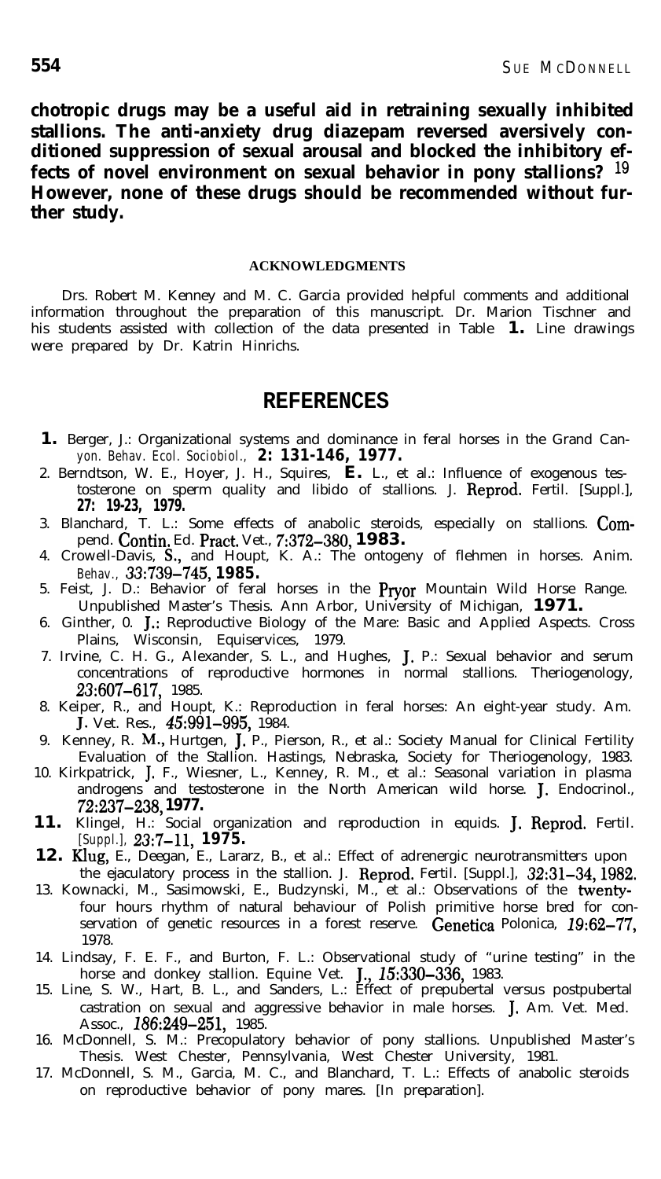**chotropic drugs may be a useful aid in retraining sexually inhibited stallions. The anti-anxiety drug diazepam reversed aversively conditioned suppression of sexual arousal and blocked the inhibitory effects of novel environment on sexual behavior in pony stallions?** [19] **However, none of these drugs should be recommended without further study.**

#### ACKNOWLEDGMENTS

Drs. Robert M. Kenney and M. C. Garcia provided helpful comments and additional information throughout the preparation of this manuscript. Dr. Marion Tischner and his students assisted with collection of the data presented in Table **1.** Line drawings were prepared by Dr. Katrin Hinrichs.

## REFERENCES

1. Berger, J.: Organizational systems and dominance in feral horses in the Grand Canyon. *Behav. Ecol. Sociobiol.,* **2: 131-146, 1977.**
2. Berndtson, W. E., Hoyer, J. H., Squires, E. L., et al.: Influence of exogenous testosterone on sperm quality and libido of stallions. J. Reprod. Fertil. [Suppl.], **27: 19-23, 1979.**
3. Blanchard, T. L.: Some effects of anabolic steroids, especially on stallions. Compend. Contin. Ed. Pract. Vet., *7:*372–380, **1983.**
4. Crowell-Davis, S., and Houpt, K. A.: The ontogeny of flehmen in horses. Anim. *Behav.,* *33:*739–745, **1985.**
5. Feist, J. D.: Behavior of feral horses in the Pryor Mountain Wild Horse Range. Unpublished Master's Thesis. Ann Arbor, University of Michigan, **1971.**
6. Ginther, O. J.: Reproductive Biology of the Mare: Basic and Applied Aspects. Cross Plains, Wisconsin, Equiservices, 1979.
7. Irvine, C. H. G., Alexander, S. L., and Hughes, J. P.: Sexual behavior and serum concentrations of reproductive hormones in normal stallions. Theriogenology, *23:*607–617, 1985.
8. Keiper, R., and Houpt, K.: Reproduction in feral horses: An eight-year study. Am. J. Vet. Res., *45:*991–995, 1984.
9. Kenney, R. M., Hurtgen, J. P., Pierson, R., et al.: Society Manual for Clinical Fertility Evaluation of the Stallion. Hastings, Nebraska, Society for Theriogenology, 1983.
10. Kirkpatrick, J. F., Wiesner, L., Kenney, R. M., et al.: Seasonal variation in plasma androgens and testosterone in the North American wild horse. J. Endocrinol., *72:*237–238, **1977.**
11. Klingel, H.: Social organization and reproduction in equids. J. Reprod. Fertil. *[Suppl.],* *23:*7–11, **1975.**
12. Klug, E., Deegan, E., Lararz, B., et al.: Effect of adrenergic neurotransmitters upon the ejaculatory process in the stallion. J. Reprod. Fertil. [Suppl.], *32:*31–34, 1982.
13. Kownacki, M., Sasimowski, E., Budzynski, M., et al.: Observations of the twenty-four hours rhythm of natural behaviour of Polish primitive horse bred for conservation of genetic resources in a forest reserve. Genetica Polonica, *19:*62–77, 1978.
14. Lindsay, F. E. F., and Burton, F. L.: Observational study of "urine testing" in the horse and donkey stallion. Equine Vet. J., *15:*330–336, 1983.
15. Line, S. W., Hart, B. L., and Sanders, L.: Effect of prepubertal versus postpubertal castration on sexual and aggressive behavior in male horses. J. Am. Vet. Med. Assoc., *186:*249–251, 1985.
16. McDonnell, S. M.: Precopulatory behavior of pony stallions. Unpublished Master's Thesis. West Chester, Pennsylvania, West Chester University, 1981.
17. McDonnell, S. M., Garcia, M. C., and Blanchard, T. L.: Effects of anabolic steroids on reproductive behavior of pony mares. [In preparation].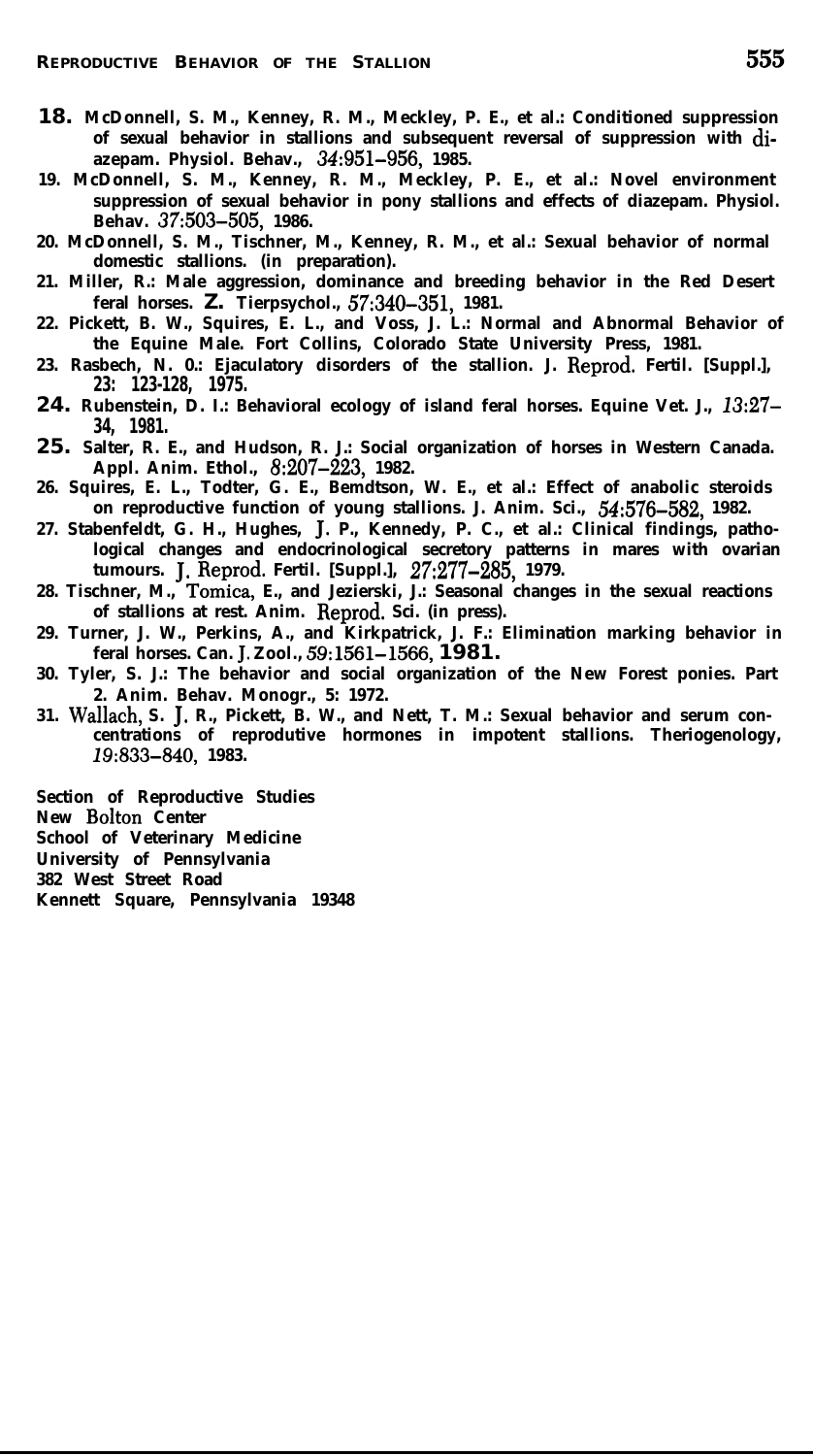18. McDonnell, S. M., Kenney, R. M., Meckley, P. E., et al.: Conditioned suppression of sexual behavior in stallions and subsequent reversal of suppression with diazepam. Physiol. Behav., 34:951–956, 1985.
19. McDonnell, S. M., Kenney, R. M., Meckley, P. E., et al.: Novel environment suppression of sexual behavior in pony stallions and effects of diazepam. Physiol. Behav. 37:503–505, 1986.
20. McDonnell, S. M., Tischner, M., Kenney, R. M., et al.: Sexual behavior of normal domestic stallions. (in preparation).
21. Miller, R.: Male aggression, dominance and breeding behavior in the Red Desert feral horses. Z. Tierpsychol., 57:340–351, 1981.
22. Pickett, B. W., Squires, E. L., and Voss, J. L.: Normal and Abnormal Behavior of the Equine Male. Fort Collins, Colorado State University Press, 1981.
23. Rasbech, N. O.: Ejaculatory disorders of the stallion. J. Reprod. Fertil. [Suppl.], 23: 123-128, 1975.
24. Rubenstein, D. I.: Behavioral ecology of island feral horses. Equine Vet. J., 13:27–34, 1981.
25. Salter, R. E., and Hudson, R. J.: Social organization of horses in Western Canada. Appl. Anim. Ethol., 8:207–223, 1982.
26. Squires, E. L., Todter, G. E., Berndtson, W. E., et al.: Effect of anabolic steroids on reproductive function of young stallions. J. Anim. Sci., 54:576–582, 1982.
27. Stabenfeldt, G. H., Hughes, J. P., Kennedy, P. C., et al.: Clinical findings, pathological changes and endocrinological secretory patterns in mares with ovarian tumours. J. Reprod. Fertil. [Suppl.], 27:277–285, 1979.
28. Tischner, M., Tomica, E., and Jezierski, J.: Seasonal changes in the sexual reactions of stallions at rest. Anim. Reprod. Sci. (in press).
29. Turner, J. W., Perkins, A., and Kirkpatrick, J. F.: Elimination marking behavior in feral horses. Can. J. Zool., 59:1561–1566, 1981.
30. Tyler, S. J.: The behavior and social organization of the New Forest ponies. Part 2. Anim. Behav. Monogr., 5: 1972.
31. Wallach, S. J. R., Pickett, B. W., and Nett, T. M.: Sexual behavior and serum concentrations of reprodutive hormones in impotent stallions. Theriogenology, 19:833–840, 1983.

Section of Reproductive Studies
New Bolton Center
School of Veterinary Medicine
University of Pennsylvania
382 West Street Road
Kennett Square, Pennsylvania 19348